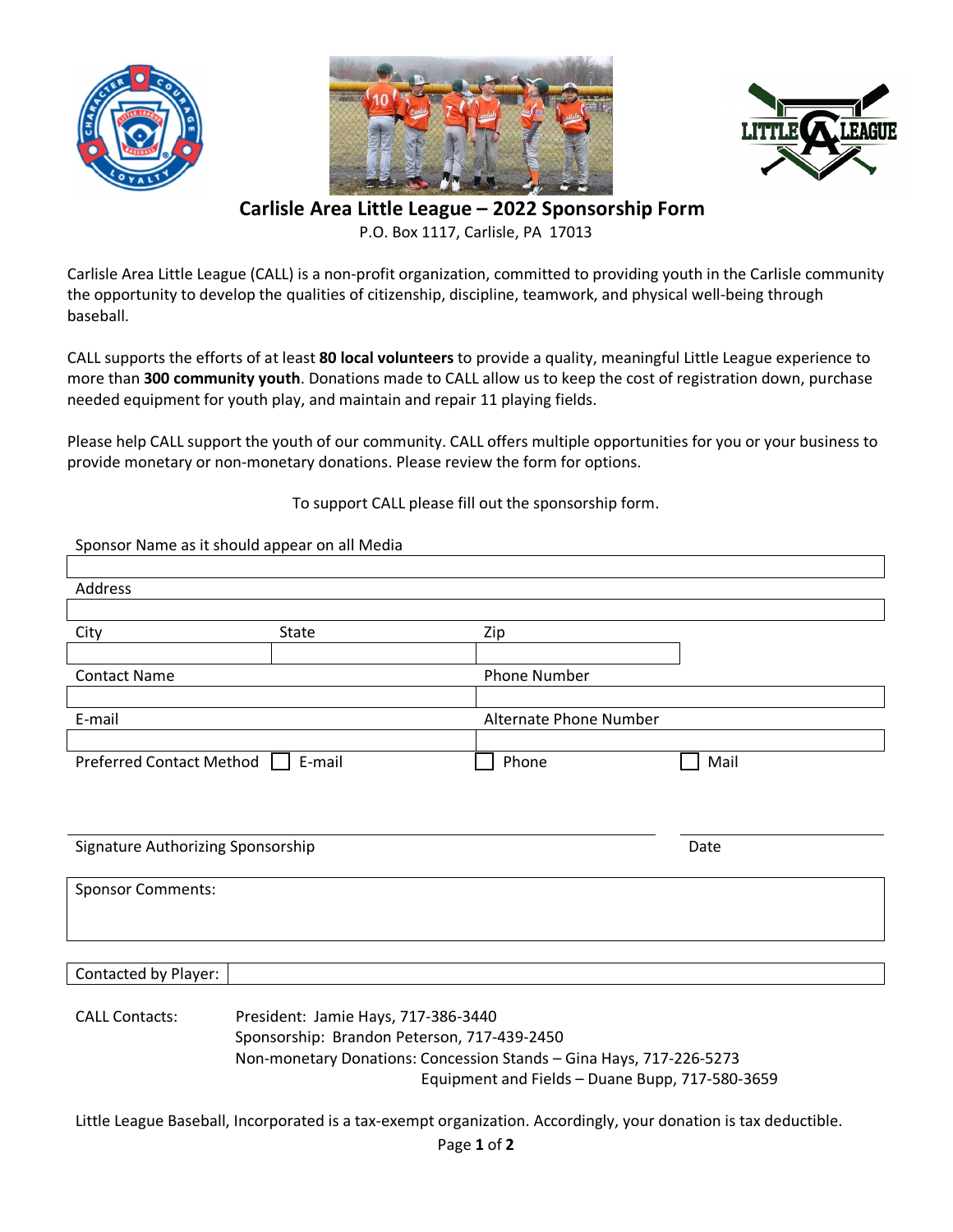# Carlisle Area Little League – 2022 Sponsorship Form

P.O. Box 1117, Carlisle, PA 17013

Carlisle Area Little League (CALL) is a non-profit organization, committed to providing youth in the Carlisle community the opportunity to develop the qualities of citizenship, discipline, teamwork, and physical well-being through baseball.

CALL supports the efforts of at least **80 local volunteers** to provide a quality, meaningful Little League experience to more than **300 community youth**. Donations made to CALL allow us to keep the cost of registration down, purchase needed equipment for youth play, and maintain and repair 11 playing fields.

Please help CALL support the youth of our community. CALL offers multiple opportunities for you or your business to provide monetary or non-monetary donations. Please review the form for options.

To support CALL please fill out the sponsorship form.

Sponsor Name as it should appear on all Media

| |
|---|
| |

Address

| |
|---|
| |

| City | State | Zip |
|---|---|---|
| | | |

| Contact Name | Phone Number |
|---|---|
| | |

| E-mail | Alternate Phone Number |
|---|---|
| | |

Preferred Contact Method ☐ E-mail ☐ Phone ☐ Mail

_______________________________________ ____________________

Signature Authorizing Sponsorship Date

| Sponsor Comments: |
|---|
| |

| Contacted by Player: | |
|---|---|

CALL Contacts:

- President: Jamie Hays, 717-386-3440
- Sponsorship: Brandon Peterson, 717-439-2450
- Non-monetary Donations: Concession Stands – Gina Hays, 717-226-5273
  - Equipment and Fields – Duane Bupp, 717-580-3659

Little League Baseball, Incorporated is a tax-exempt organization. Accordingly, your donation is tax deductible.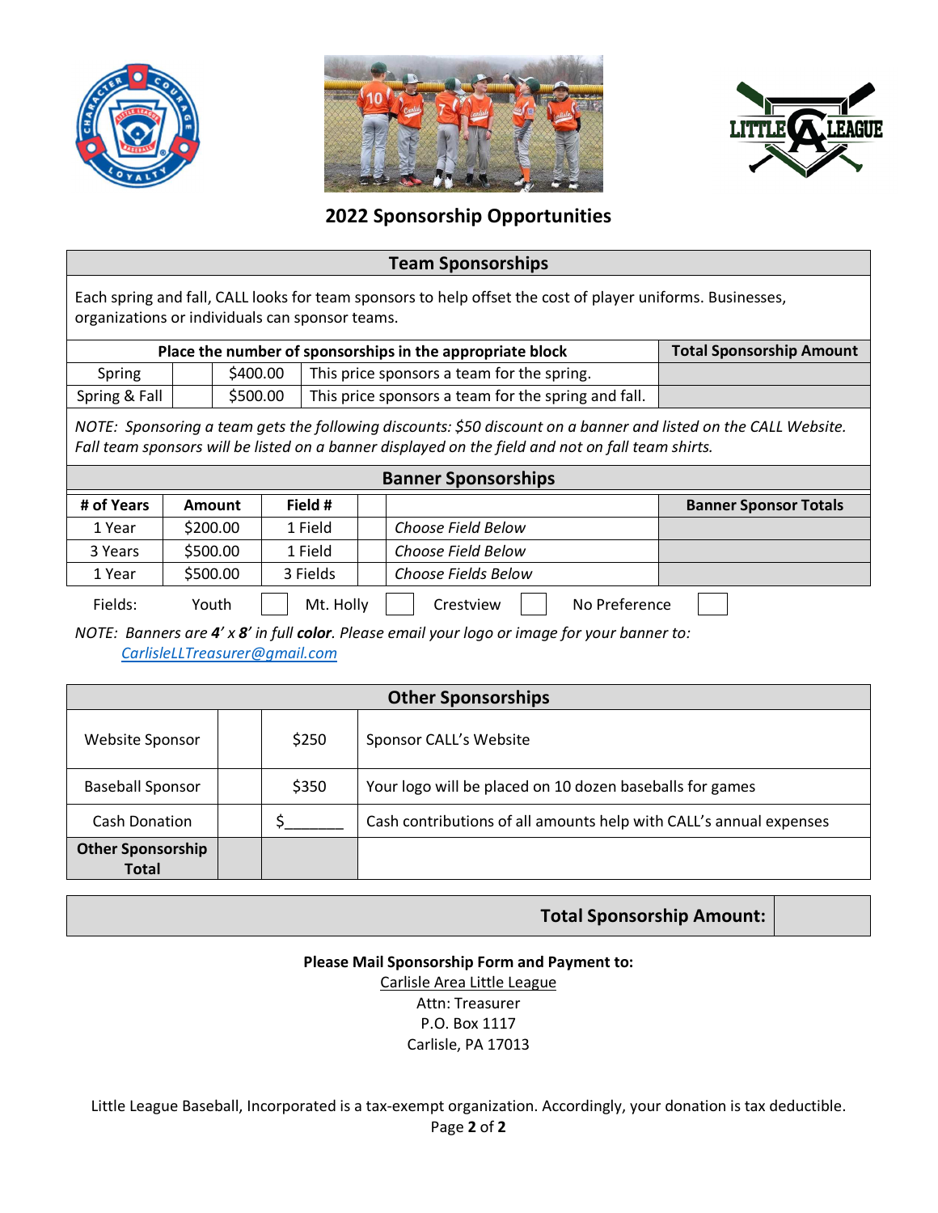## 2022 Sponsorship Opportunities

| Team Sponsorships | | | | |
|---|---|---|---|---|
| Each spring and fall, CALL looks for team sponsors to help offset the cost of player uniforms. Businesses, organizations or individuals can sponsor teams. | | | | |
| **Place the number of sponsorships in the appropriate block** | | | | **Total Sponsorship Amount** |
| Spring | | $400.00 | This price sponsors a team for the spring. | |
| Spring & Fall | | $500.00 | This price sponsors a team for the spring and fall. | |

*NOTE: Sponsoring a team gets the following discounts: $50 discount on a banner and listed on the CALL Website. Fall team sponsors will be listed on a banner displayed on the field and not on fall team shirts.*

| Banner Sponsorships | | | | | |
|---|---|---|---|---|---|
| **# of Years** | **Amount** | **Field #** | | | **Banner Sponsor Totals** |
| 1 Year | $200.00 | 1 Field | | *Choose Field Below* | |
| 3 Years | $500.00 | 1 Field | | *Choose Field Below* | |
| 1 Year | $500.00 | 3 Fields | | *Choose Fields Below* | |

Fields: Youth ☐ Mt. Holly ☐ Crestview ☐ No Preference ☐

*NOTE: Banners are **4'** x **8'** in full **color**. Please email your logo or image for your banner to:* CarlisleLLTreasurer@gmail.com

| Other Sponsorships | | | |
|---|---|---|---|
| Website Sponsor | | $250 | Sponsor CALL's Website |
| Baseball Sponsor | | $350 | Your logo will be placed on 10 dozen baseballs for games |
| Cash Donation | | $_______ | Cash contributions of all amounts help with CALL's annual expenses |
| **Other Sponsorship Total** | | | |

| **Total Sponsorship Amount:** | |
|---|---|

**Please Mail Sponsorship Form and Payment to:**

Carlisle Area Little League
Attn: Treasurer
P.O. Box 1117
Carlisle, PA 17013

Little League Baseball, Incorporated is a tax-exempt organization. Accordingly, your donation is tax deductible.